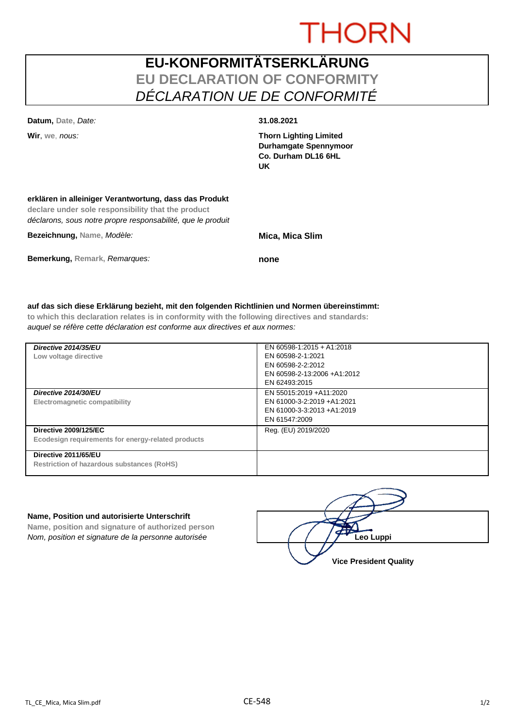THORN

# EU-KONFORMITÄTSERKLÄRUNG
## EU DECLARATION OF CONFORMITY
## *DÉCLARATION UE DE CONFORMITÉ*

**Datum,** Date, *Date:* **31.08.2021**

**Wir**, we, *nous:* **Thorn Lighting Limited**
**Durhamgate Spennymoor**
**Co. Durham DL16 6HL**
**UK**

**erklären in alleiniger Verantwortung, dass das Produkt**
**declare under sole responsibility that the product**
*déclarons, sous notre propre responsabilité, que le produit*

**Bezeichnung,** Name, *Modèle:* **Mica, Mica Slim**

**Bemerkung,** Remark, *Remarques:* **none**

**auf das sich diese Erklärung bezieht, mit den folgenden Richtlinien und Normen übereinstimmt:**
**to which this declaration relates is in conformity with the following directives and standards:**
*auquel se réfère cette déclaration est conforme aux directives et aux normes:*

| Directive | Standards |
|---|---|
| ***Directive 2014/35/EU*** <br> **Low voltage directive** | EN 60598-1:2015 + A1:2018 <br> EN 60598-2-1:2021 <br> EN 60598-2-2:2012 <br> EN 60598-2-13:2006 +A1:2012 <br> EN 62493:2015 |
| ***Directive 2014/30/EU*** <br> **Electromagnetic compatibility** | EN 55015:2019 +A11:2020 <br> EN 61000-3-2:2019 +A1:2021 <br> EN 61000-3-3:2013 +A1:2019 <br> EN 61547:2009 |
| **Directive 2009/125/EC** <br> **Ecodesign requirements for energy-related products** | Reg. (EU) 2019/2020 |
| **Directive 2011/65/EU** <br> **Restriction of hazardous substances (RoHS)** | |

**Name, Position und autorisierte Unterschrift**
**Name, position and signature of authorized person**
*Nom, position et signature de la personne autorisée*

**Leo Luppi**
**Vice President Quality**

TL_CE_Mica, Mica Slim.pdf CE-548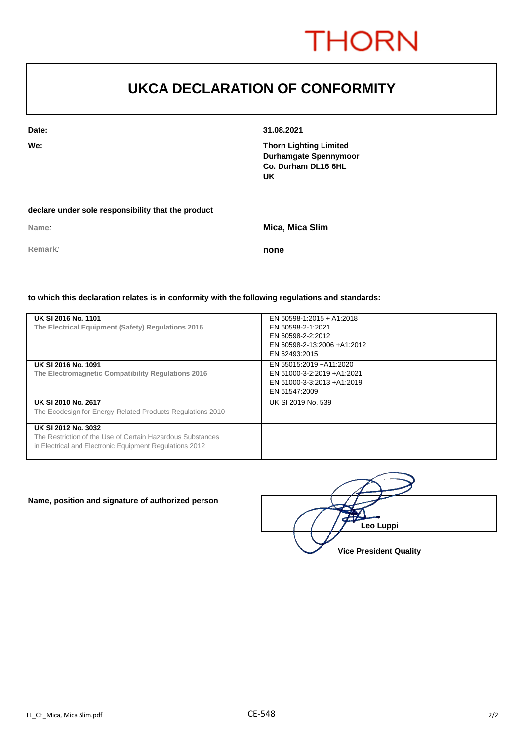THORN

# UKCA DECLARATION OF CONFORMITY

| | |
|---|---|
| **Date:** | **31.08.2021** |
| **We:** | **Thorn Lighting Limited**<br>**Durhamgate Spennymoor**<br>**Co. Durham DL16 6HL**<br>**UK** |

**declare under sole responsibility that the product**

| | |
|---|---|
| Name: | **Mica, Mica Slim** |
| Remark: | **none** |

**to which this declaration relates is in conformity with the following regulations and standards:**

| | |
|---|---|
| **UK SI 2016 No. 1101**<br>**The Electrical Equipment (Safety) Regulations 2016** | EN 60598-1:2015 + A1:2018<br>EN 60598-2-1:2021<br>EN 60598-2-2:2012<br>EN 60598-2-13:2006 +A1:2012<br>EN 62493:2015 |
| **UK SI 2016 No. 1091**<br>**The Electromagnetic Compatibility Regulations 2016** | EN 55015:2019 +A11:2020<br>EN 61000-3-2:2019 +A1:2021<br>EN 61000-3-3:2013 +A1:2019<br>EN 61547:2009 |
| **UK SI 2010 No. 2617**<br>The Ecodesign for Energy-Related Products Regulations 2010 | UK SI 2019 No. 539 |
| **UK SI 2012 No. 3032**<br>The Restriction of the Use of Certain Hazardous Substances in Electrical and Electronic Equipment Regulations 2012 | |

**Name, position and signature of authorized person**

**Leo Luppi**

**Vice President Quality**

TL_CE_Mica, Mica Slim.pdf

CE-548